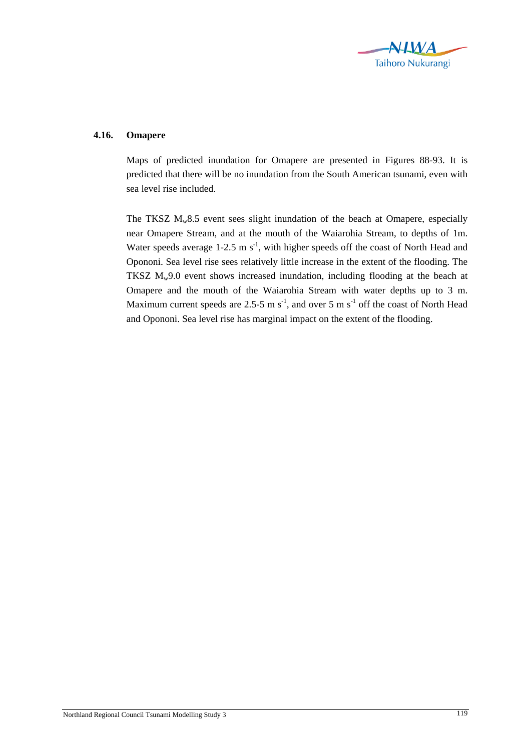## 4.16. Omapere

Maps of predicted inundation for Omapere are presented in Figures 88-93. It is predicted that there will be no inundation from the South American tsunami, even with sea level rise included.

The TKSZ $M_w$8.5 event sees slight inundation of the beach at Omapere, especially near Omapere Stream, and at the mouth of the Waiarohia Stream, to depths of 1m. Water speeds average 1-2.5 m $s^{-1}$, with higher speeds off the coast of North Head and Opononi. Sea level rise sees relatively little increase in the extent of the flooding. The TKSZ $M_w$9.0 event shows increased inundation, including flooding at the beach at Omapere and the mouth of the Waiarohia Stream with water depths up to 3 m. Maximum current speeds are 2.5-5 m $s^{-1}$, and over 5 m $s^{-1}$ off the coast of North Head and Opononi. Sea level rise has marginal impact on the extent of the flooding.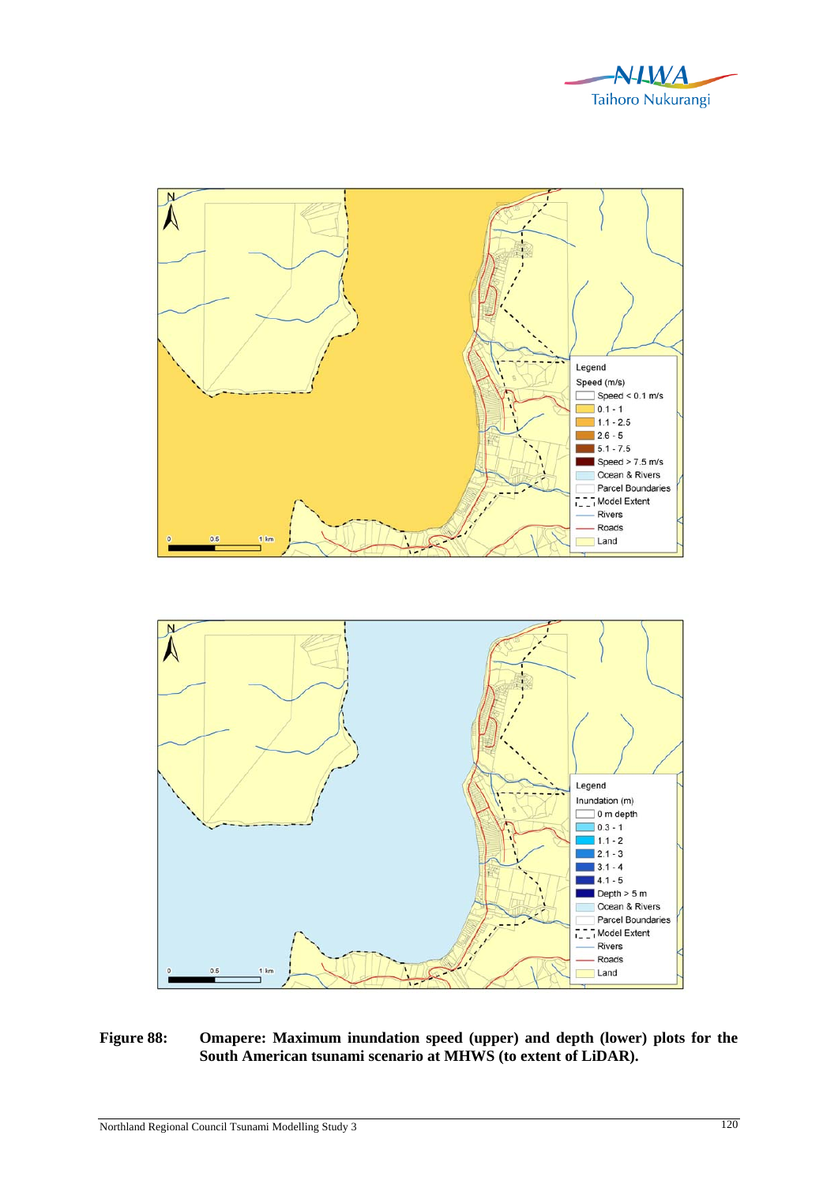**Figure 88: Omapere: Maximum inundation speed (upper) and depth (lower) plots for the South American tsunami scenario at MHWS (to extent of LiDAR).**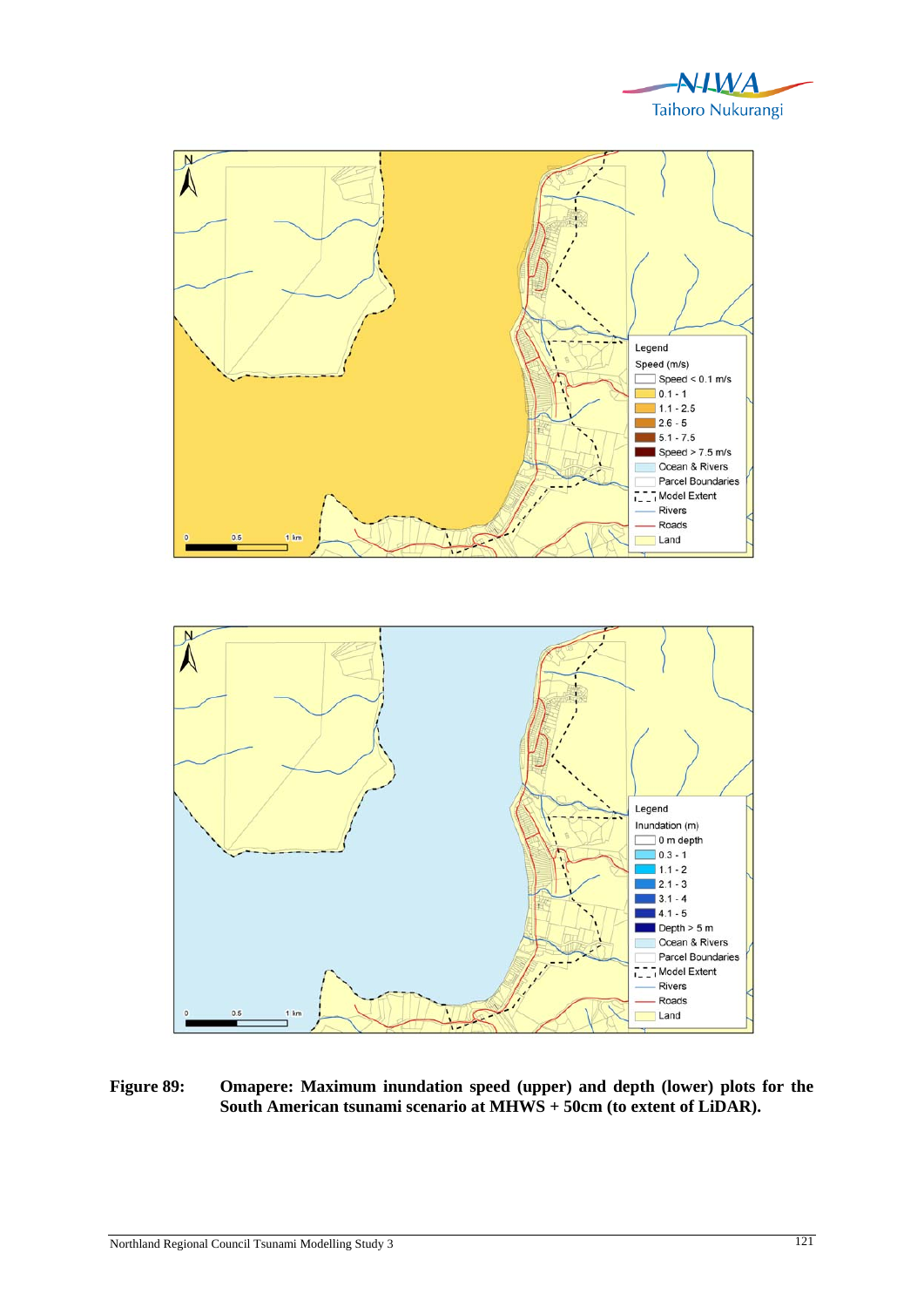**Figure 89: Omapere: Maximum inundation speed (upper) and depth (lower) plots for the South American tsunami scenario at MHWS + 50cm (to extent of LiDAR).**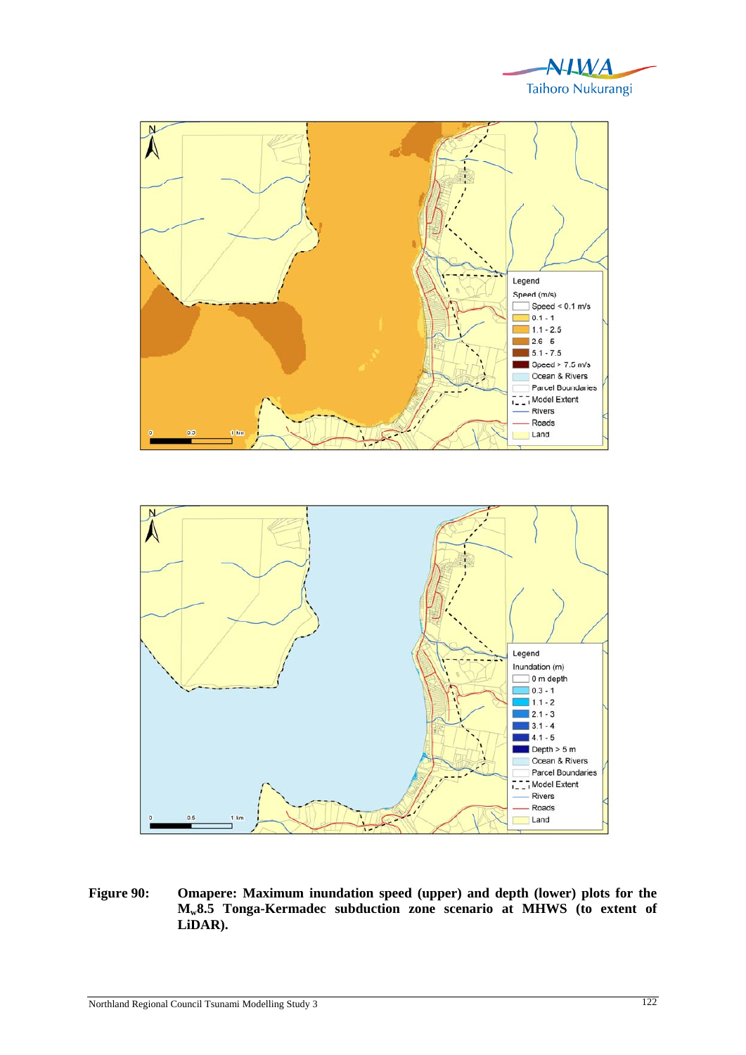**Figure 90: Omapere: Maximum inundation speed (upper) and depth (lower) plots for the $M_w$8.5 Tonga-Kermadec subduction zone scenario at MHWS (to extent of LiDAR).**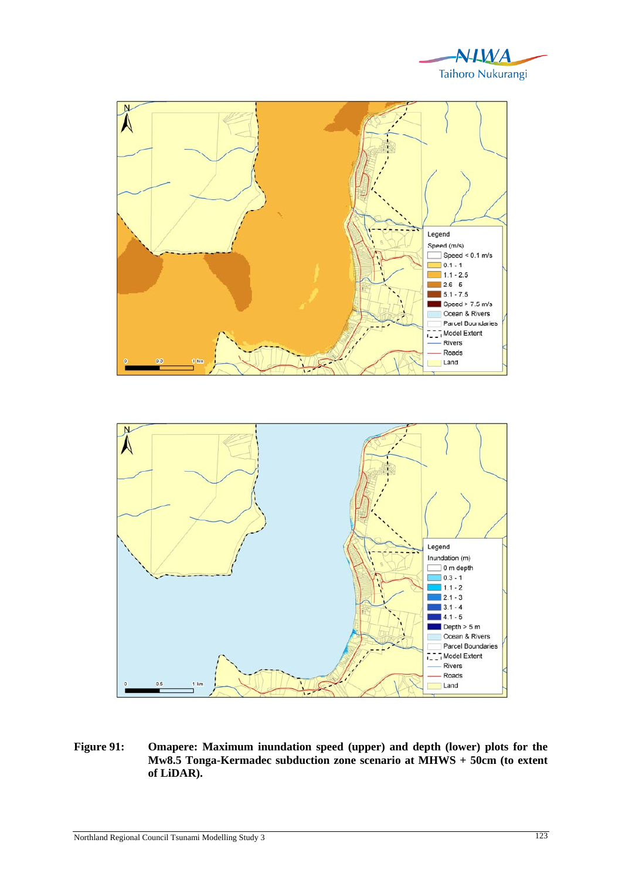**Figure 91: Omapere: Maximum inundation speed (upper) and depth (lower) plots for the Mw8.5 Tonga-Kermadec subduction zone scenario at MHWS + 50cm (to extent of LiDAR).**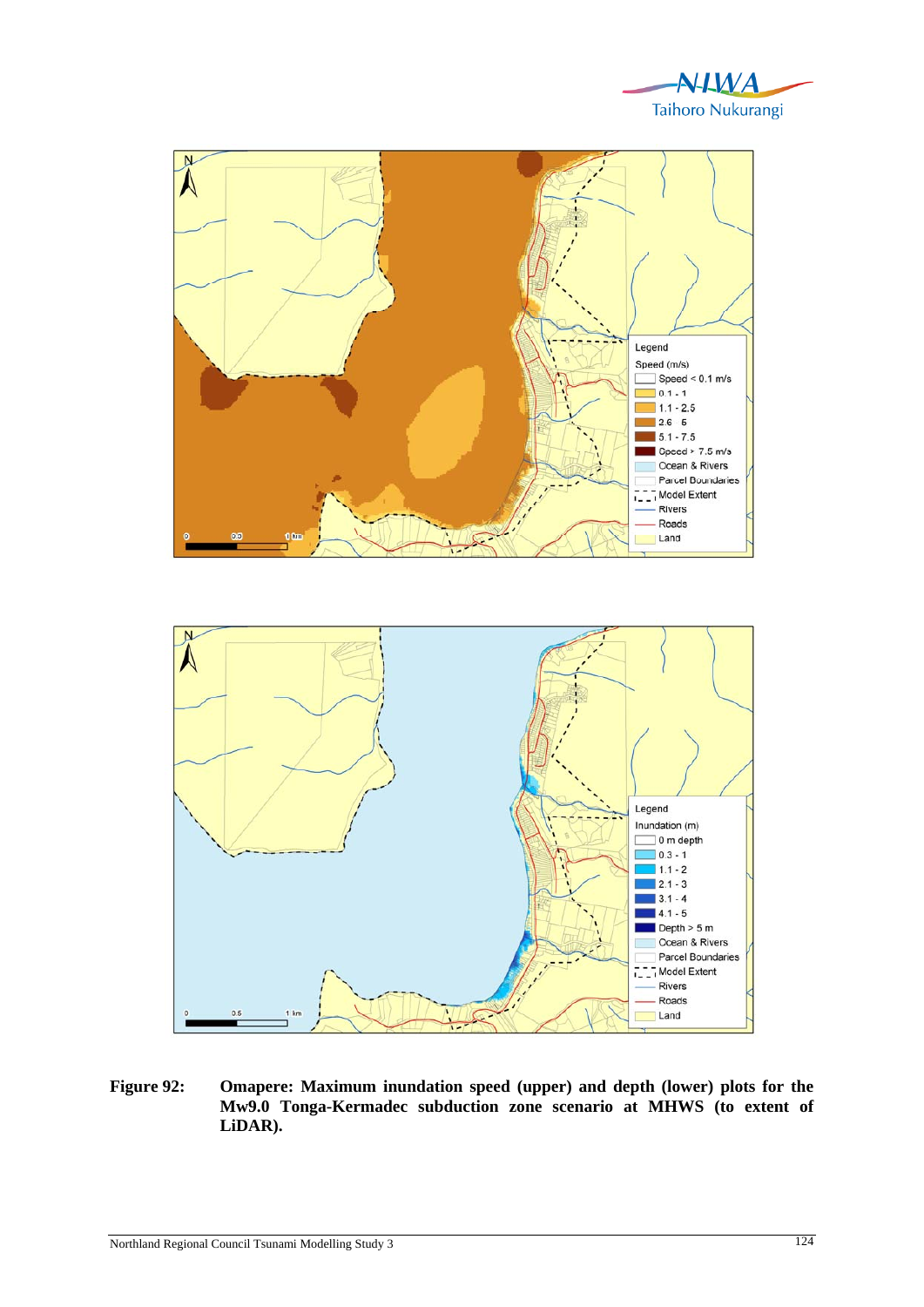**Figure 92: Omapere: Maximum inundation speed (upper) and depth (lower) plots for the Mw9.0 Tonga-Kermadec subduction zone scenario at MHWS (to extent of LiDAR).**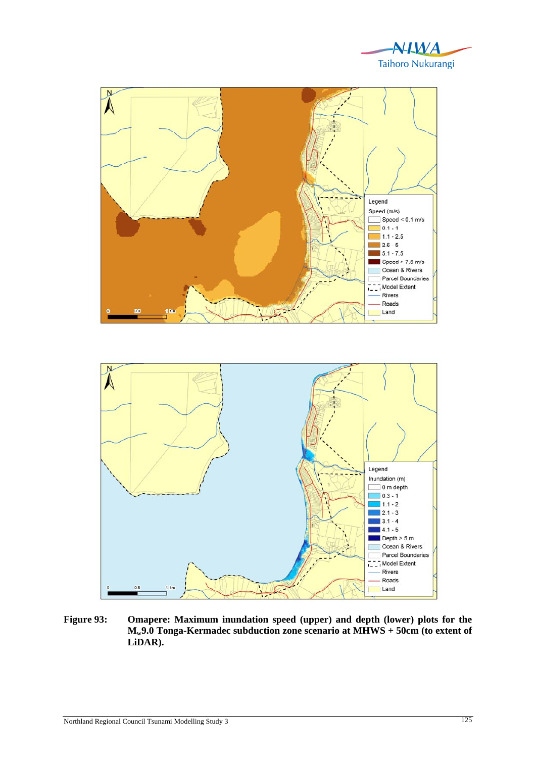Legend

Speed (m/s)

Speed < 0.1 m/s

0.1 - 1

1.1 - 2.5

2.6 - 5

5.1 - 7.5

Speed > 7.5 m/s

Ocean & Rivers

Parcel Boundaries

Model Extent

Rivers

Roads

Land

0 0.5 1 km

Legend

Inundation (m)

0 m depth

0.3 - 1

1.1 - 2

2.1 - 3

3.1 - 4

4.1 - 5

Depth > 5 m

Ocean & Rivers

Parcel Boundaries

Model Extent

Rivers

Roads

Land

0 0.5 1 km

**Figure 93: Omapere: Maximum inundation speed (upper) and depth (lower) plots for the $M_w$9.0 Tonga-Kermadec subduction zone scenario at MHWS + 50cm (to extent of LiDAR).**